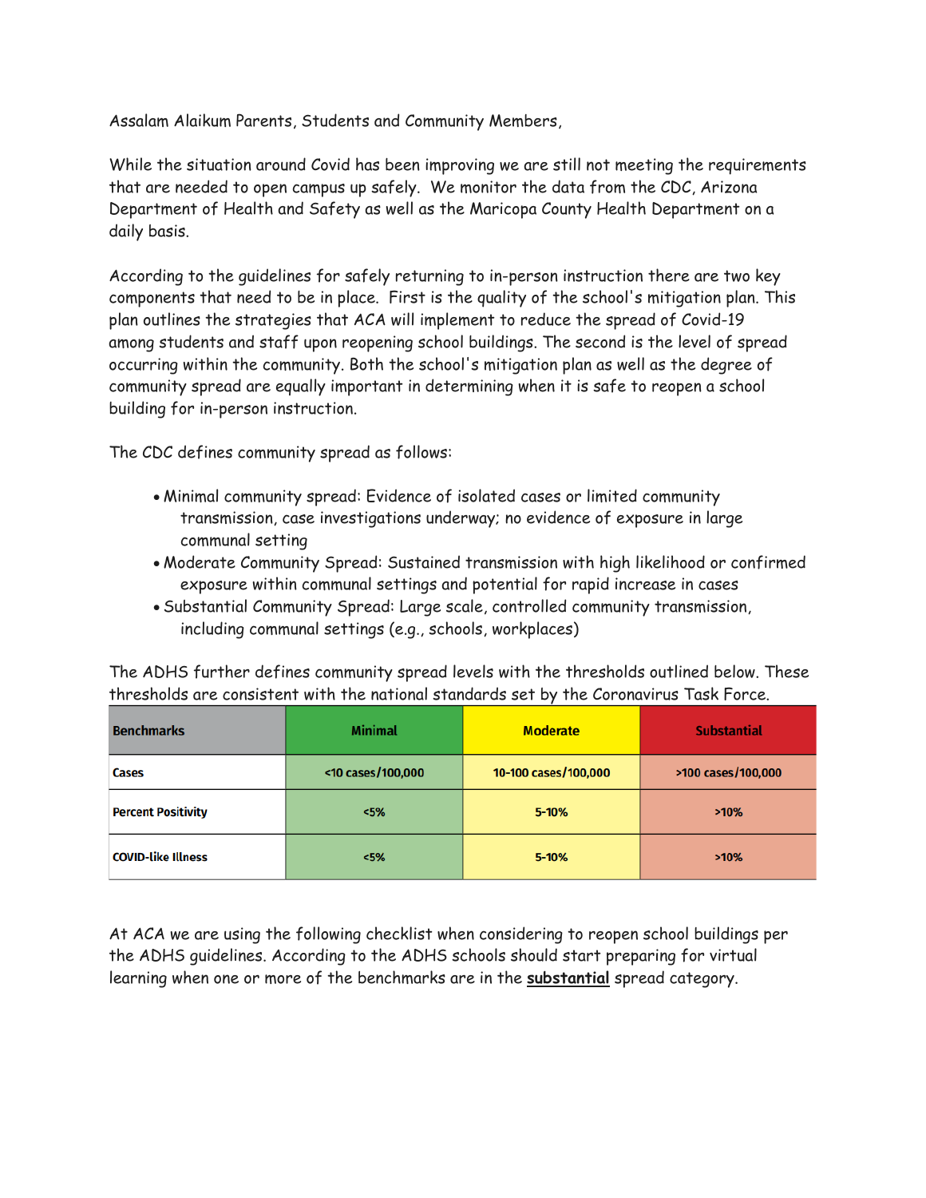Assalam Alaikum Parents, Students and Community Members,

While the situation around Covid has been improving we are still not meeting the requirements that are needed to open campus up safely. We monitor the data from the CDC, Arizona Department of Health and Safety as well as the Maricopa County Health Department on a daily basis.

According to the guidelines for safely returning to in-person instruction there are two key components that need to be in place. First is the quality of the school's mitigation plan. This plan outlines the strategies that ACA will implement to reduce the spread of Covid-19 among students and staff upon reopening school buildings. The second is the level of spread occurring within the community. Both the school's mitigation plan as well as the degree of community spread are equally important in determining when it is safe to reopen a school building for in-person instruction.

The CDC defines community spread as follows:

- Minimal community spread: Evidence of isolated cases or limited community transmission, case investigations underway; no evidence of exposure in large communal setting
- Moderate Community Spread: Sustained transmission with high likelihood or confirmed exposure within communal settings and potential for rapid increase in cases
- Substantial Community Spread: Large scale, controlled community transmission, including communal settings (e.g., schools, workplaces)

The ADHS further defines community spread levels with the thresholds outlined below. These thresholds are consistent with the national standards set by the Coronavirus Task Force.

| Benchmarks | Minimal | Moderate | Substantial |
|---|---|---|---|
| Cases | <10 cases/100,000 | 10-100 cases/100,000 | >100 cases/100,000 |
| Percent Positivity | <5% | 5-10% | >10% |
| COVID-like Illness | <5% | 5-10% | >10% |

At ACA we are using the following checklist when considering to reopen school buildings per the ADHS guidelines. According to the ADHS schools should start preparing for virtual learning when one or more of the benchmarks are in the **substantial** spread category.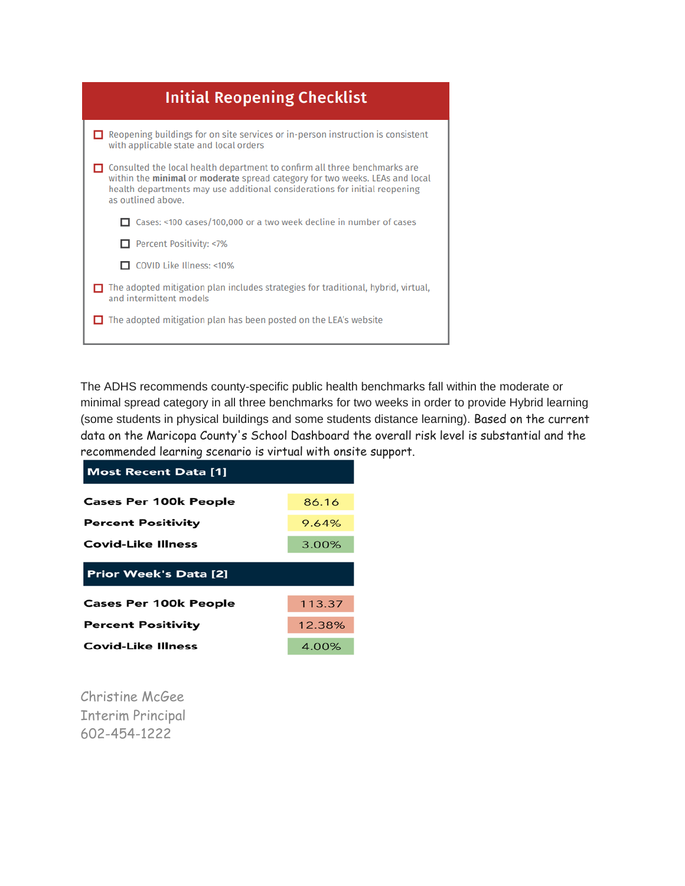## Initial Reopening Checklist

- ☐ Reopening buildings for on site services or in-person instruction is consistent with applicable state and local orders
- ☐ Consulted the local health department to confirm all three benchmarks are within the **minimal** or **moderate** spread category for two weeks. LEAs and local health departments may use additional considerations for initial reopening as outlined above.
  - ☐ Cases: <100 cases/100,000 or a two week decline in number of cases
  - ☐ Percent Positivity: <7%
  - ☐ COVID Like Illness: <10%
- ☐ The adopted mitigation plan includes strategies for traditional, hybrid, virtual, and intermittent models
- ☐ The adopted mitigation plan has been posted on the LEA's website

The ADHS recommends county-specific public health benchmarks fall within the moderate or minimal spread category in all three benchmarks for two weeks in order to provide Hybrid learning (some students in physical buildings and some students distance learning). Based on the current data on the Maricopa County's School Dashboard the overall risk level is substantial and the recommended learning scenario is virtual with onsite support.

| **Most Recent Data [1]** | |
|---|---|
| **Cases Per 100k People** | 86.16 |
| **Percent Positivity** | 9.64% |
| **Covid-Like Illness** | 3.00% |
| **Prior Week's Data [2]** | |
| **Cases Per 100k People** | 113.37 |
| **Percent Positivity** | 12.38% |
| **Covid-Like Illness** | 4.00% |

Christine McGee
Interim Principal
602-454-1222